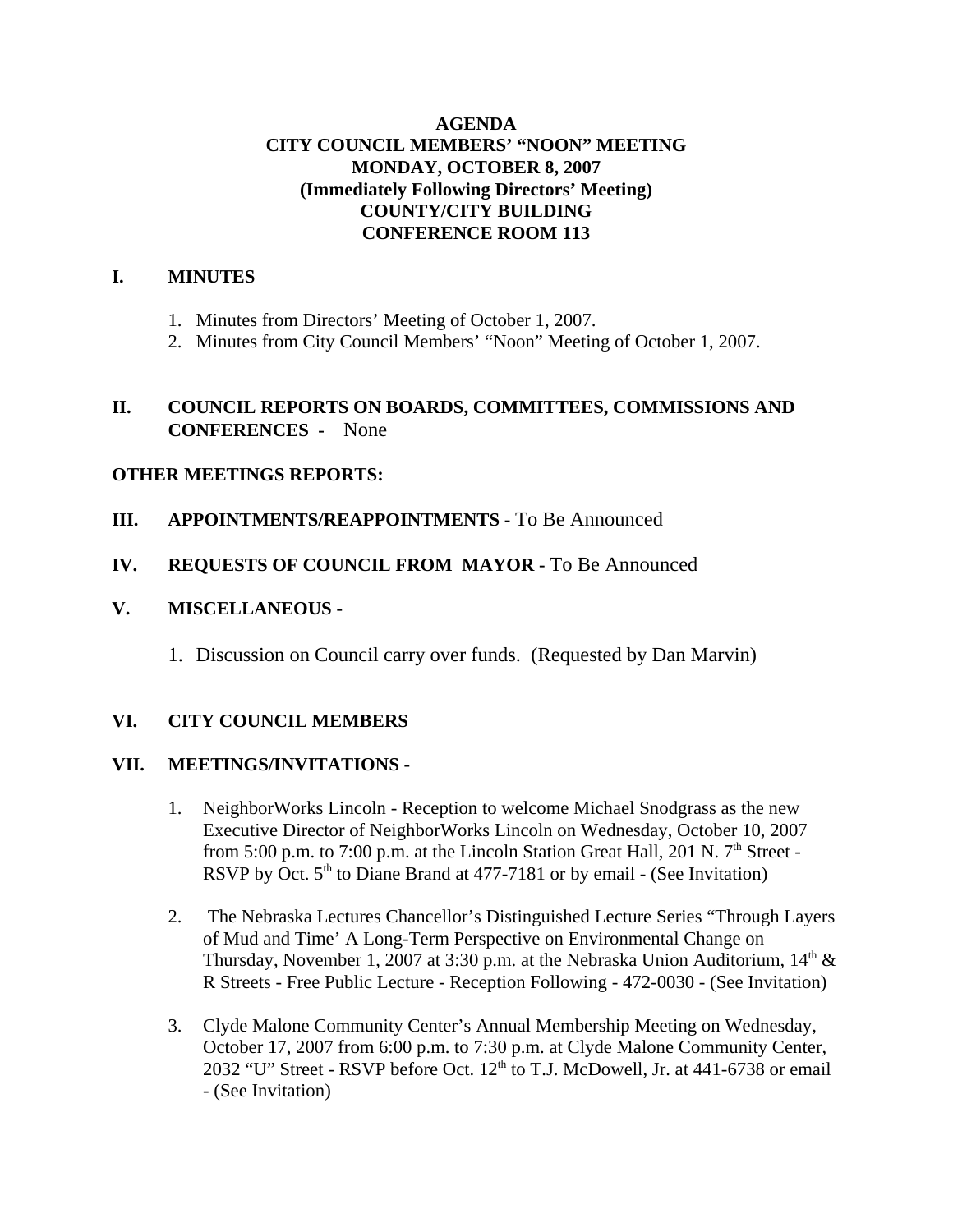# AGENDA
## CITY COUNCIL MEMBERS' "NOON" MEETING
## MONDAY, OCTOBER 8, 2007
## (Immediately Following Directors' Meeting)
## COUNTY/CITY BUILDING
## CONFERENCE ROOM 113

**I. MINUTES**

1. Minutes from Directors' Meeting of October 1, 2007.
2. Minutes from City Council Members' "Noon" Meeting of October 1, 2007.

**II. COUNCIL REPORTS ON BOARDS, COMMITTEES, COMMISSIONS AND CONFERENCES** - None

**OTHER MEETINGS REPORTS:**

**III. APPOINTMENTS/REAPPOINTMENTS** - To Be Announced

**IV. REQUESTS OF COUNCIL FROM MAYOR** - To Be Announced

**V. MISCELLANEOUS** -

1. Discussion on Council carry over funds. (Requested by Dan Marvin)

**VI. CITY COUNCIL MEMBERS**

**VII. MEETINGS/INVITATIONS** -

1. NeighborWorks Lincoln - Reception to welcome Michael Snodgrass as the new Executive Director of NeighborWorks Lincoln on Wednesday, October 10, 2007 from 5:00 p.m. to 7:00 p.m. at the Lincoln Station Great Hall, 201 N. 7th Street - RSVP by Oct. 5th to Diane Brand at 477-7181 or by email - (See Invitation)

2. The Nebraska Lectures Chancellor's Distinguished Lecture Series "Through Layers of Mud and Time' A Long-Term Perspective on Environmental Change on Thursday, November 1, 2007 at 3:30 p.m. at the Nebraska Union Auditorium, 14th & R Streets - Free Public Lecture - Reception Following - 472-0030 - (See Invitation)

3. Clyde Malone Community Center's Annual Membership Meeting on Wednesday, October 17, 2007 from 6:00 p.m. to 7:30 p.m. at Clyde Malone Community Center, 2032 "U" Street - RSVP before Oct. 12th to T.J. McDowell, Jr. at 441-6738 or email - (See Invitation)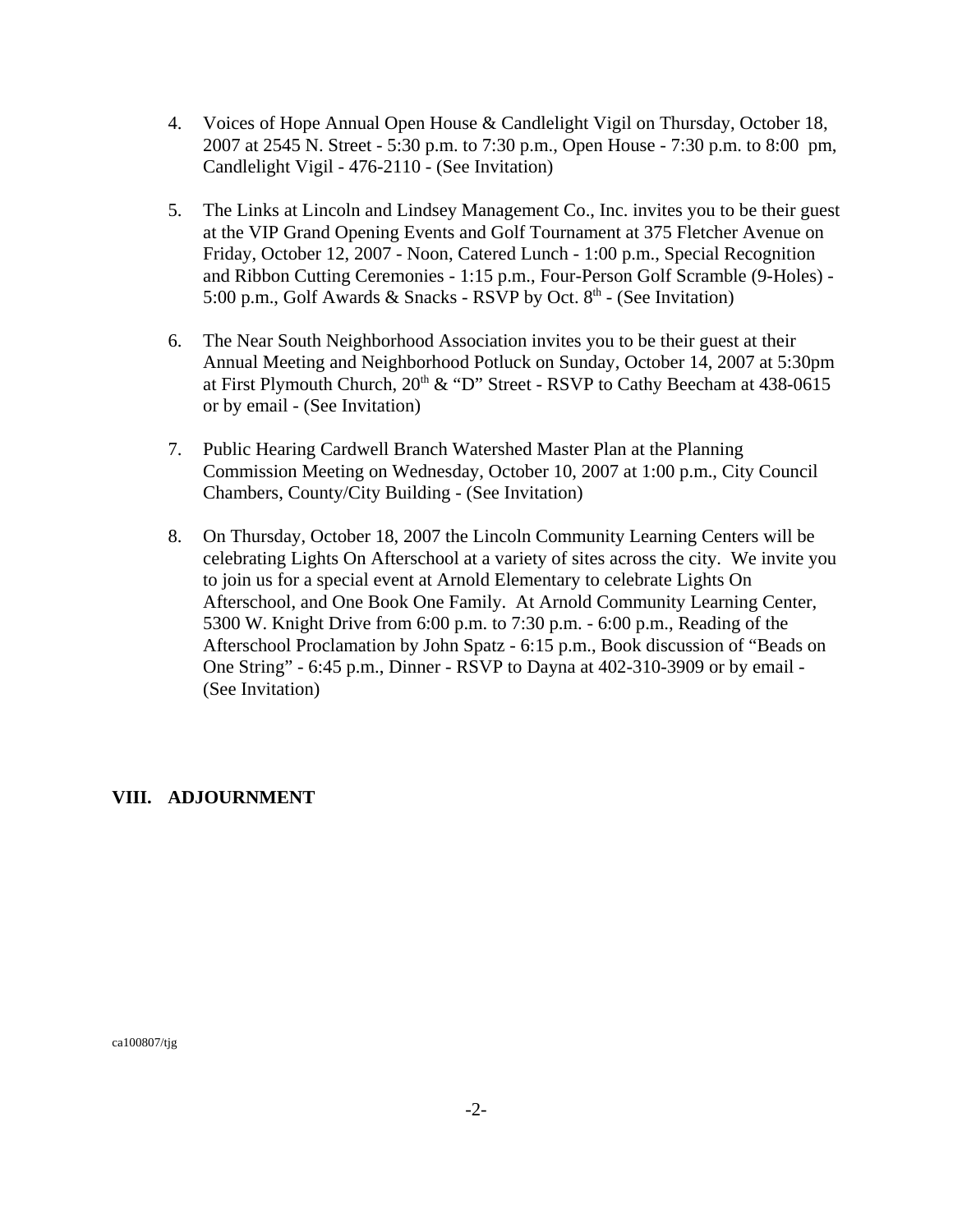4. Voices of Hope Annual Open House & Candlelight Vigil on Thursday, October 18, 2007 at 2545 N. Street - 5:30 p.m. to 7:30 p.m., Open House - 7:30 p.m. to 8:00 pm, Candlelight Vigil - 476-2110 - (See Invitation)

5. The Links at Lincoln and Lindsey Management Co., Inc. invites you to be their guest at the VIP Grand Opening Events and Golf Tournament at 375 Fletcher Avenue on Friday, October 12, 2007 - Noon, Catered Lunch - 1:00 p.m., Special Recognition and Ribbon Cutting Ceremonies - 1:15 p.m., Four-Person Golf Scramble (9-Holes) - 5:00 p.m., Golf Awards & Snacks - RSVP by Oct. 8th - (See Invitation)

6. The Near South Neighborhood Association invites you to be their guest at their Annual Meeting and Neighborhood Potluck on Sunday, October 14, 2007 at 5:30pm at First Plymouth Church, 20th & "D" Street - RSVP to Cathy Beecham at 438-0615 or by email - (See Invitation)

7. Public Hearing Cardwell Branch Watershed Master Plan at the Planning Commission Meeting on Wednesday, October 10, 2007 at 1:00 p.m., City Council Chambers, County/City Building - (See Invitation)

8. On Thursday, October 18, 2007 the Lincoln Community Learning Centers will be celebrating Lights On Afterschool at a variety of sites across the city. We invite you to join us for a special event at Arnold Elementary to celebrate Lights On Afterschool, and One Book One Family. At Arnold Community Learning Center, 5300 W. Knight Drive from 6:00 p.m. to 7:30 p.m. - 6:00 p.m., Reading of the Afterschool Proclamation by John Spatz - 6:15 p.m., Book discussion of "Beads on One String" - 6:45 p.m., Dinner - RSVP to Dayna at 402-310-3909 or by email - (See Invitation)

## VIII. ADJOURNMENT

ca100807/tjg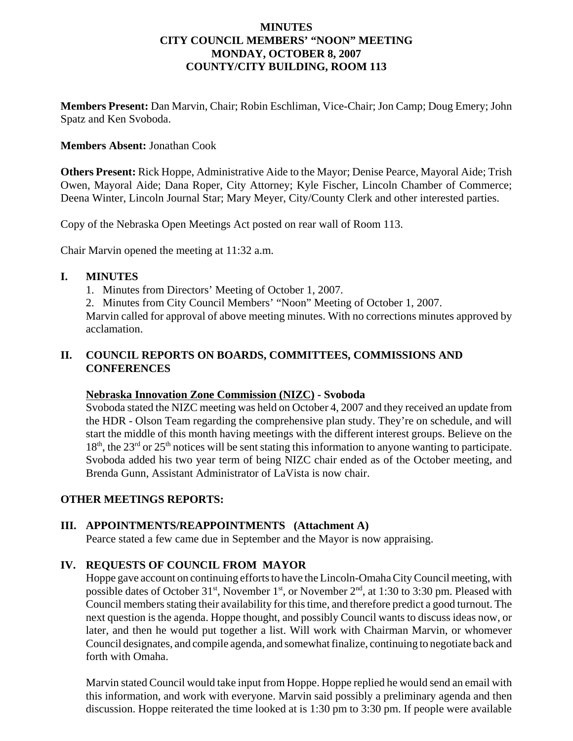# MINUTES
# CITY COUNCIL MEMBERS' "NOON" MEETING
# MONDAY, OCTOBER 8, 2007
# COUNTY/CITY BUILDING, ROOM 113

**Members Present:** Dan Marvin, Chair; Robin Eschliman, Vice-Chair; Jon Camp; Doug Emery; John Spatz and Ken Svoboda.

**Members Absent:** Jonathan Cook

**Others Present:** Rick Hoppe, Administrative Aide to the Mayor; Denise Pearce, Mayoral Aide; Trish Owen, Mayoral Aide; Dana Roper, City Attorney; Kyle Fischer, Lincoln Chamber of Commerce; Deena Winter, Lincoln Journal Star; Mary Meyer, City/County Clerk and other interested parties.

Copy of the Nebraska Open Meetings Act posted on rear wall of Room 113.

Chair Marvin opened the meeting at 11:32 a.m.

## I. MINUTES

1. Minutes from Directors' Meeting of October 1, 2007.
2. Minutes from City Council Members' "Noon" Meeting of October 1, 2007.

Marvin called for approval of above meeting minutes. With no corrections minutes approved by acclamation.

## II. COUNCIL REPORTS ON BOARDS, COMMITTEES, COMMISSIONS AND CONFERENCES

**Nebraska Innovation Zone Commission (NIZC) - Svoboda**

Svoboda stated the NIZC meeting was held on October 4, 2007 and they received an update from the HDR - Olson Team regarding the comprehensive plan study. They're on schedule, and will start the middle of this month having meetings with the different interest groups. Believe on the 18th, the 23rd or 25th notices will be sent stating this information to anyone wanting to participate. Svoboda added his two year term of being NIZC chair ended as of the October meeting, and Brenda Gunn, Assistant Administrator of LaVista is now chair.

**OTHER MEETINGS REPORTS:**

## III. APPOINTMENTS/REAPPOINTMENTS (Attachment A)

Pearce stated a few came due in September and the Mayor is now appraising.

## IV. REQUESTS OF COUNCIL FROM MAYOR

Hoppe gave account on continuing efforts to have the Lincoln-Omaha City Council meeting, with possible dates of October 31st, November 1st, or November 2nd, at 1:30 to 3:30 pm. Pleased with Council members stating their availability for this time, and therefore predict a good turnout. The next question is the agenda. Hoppe thought, and possibly Council wants to discuss ideas now, or later, and then he would put together a list. Will work with Chairman Marvin, or whomever Council designates, and compile agenda, and somewhat finalize, continuing to negotiate back and forth with Omaha.

Marvin stated Council would take input from Hoppe. Hoppe replied he would send an email with this information, and work with everyone. Marvin said possibly a preliminary agenda and then discussion. Hoppe reiterated the time looked at is 1:30 pm to 3:30 pm. If people were available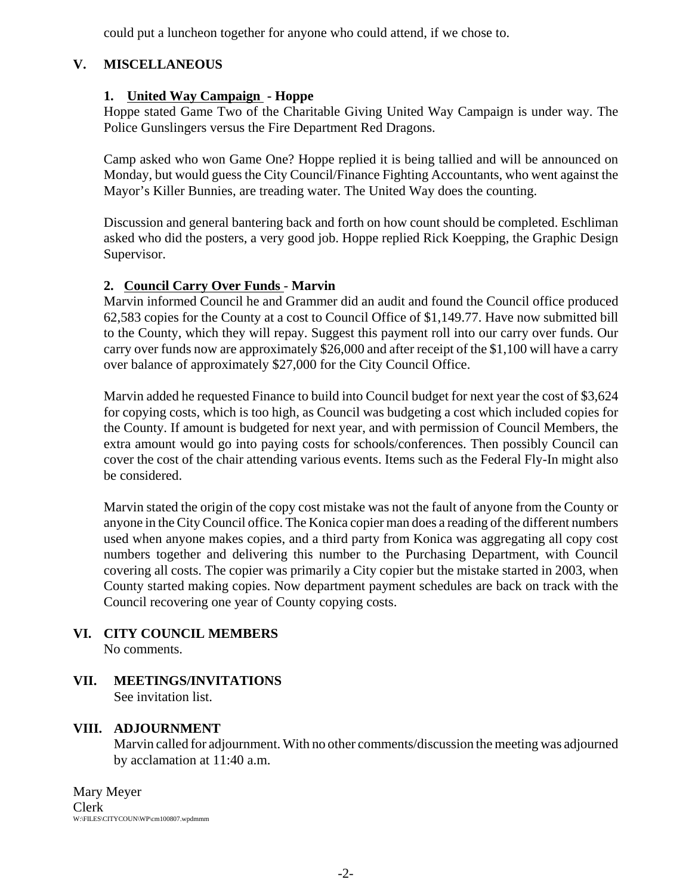could put a luncheon together for anyone who could attend, if we chose to.

## V. MISCELLANEOUS

### 1. United Way Campaign - Hoppe

Hoppe stated Game Two of the Charitable Giving United Way Campaign is under way. The Police Gunslingers versus the Fire Department Red Dragons.

Camp asked who won Game One? Hoppe replied it is being tallied and will be announced on Monday, but would guess the City Council/Finance Fighting Accountants, who went against the Mayor's Killer Bunnies, are treading water. The United Way does the counting.

Discussion and general bantering back and forth on how count should be completed. Eschliman asked who did the posters, a very good job. Hoppe replied Rick Koepping, the Graphic Design Supervisor.

### 2. Council Carry Over Funds - Marvin

Marvin informed Council he and Grammer did an audit and found the Council office produced 62,583 copies for the County at a cost to Council Office of $1,149.77. Have now submitted bill to the County, which they will repay. Suggest this payment roll into our carry over funds. Our carry over funds now are approximately $26,000 and after receipt of the $1,100 will have a carry over balance of approximately $27,000 for the City Council Office.

Marvin added he requested Finance to build into Council budget for next year the cost of $3,624 for copying costs, which is too high, as Council was budgeting a cost which included copies for the County. If amount is budgeted for next year, and with permission of Council Members, the extra amount would go into paying costs for schools/conferences. Then possibly Council can cover the cost of the chair attending various events. Items such as the Federal Fly-In might also be considered.

Marvin stated the origin of the copy cost mistake was not the fault of anyone from the County or anyone in the City Council office. The Konica copier man does a reading of the different numbers used when anyone makes copies, and a third party from Konica was aggregating all copy cost numbers together and delivering this number to the Purchasing Department, with Council covering all costs. The copier was primarily a City copier but the mistake started in 2003, when County started making copies. Now department payment schedules are back on track with the Council recovering one year of County copying costs.

## VI. CITY COUNCIL MEMBERS

No comments.

## VII. MEETINGS/INVITATIONS

See invitation list.

## VIII. ADJOURNMENT

Marvin called for adjournment. With no other comments/discussion the meeting was adjourned by acclamation at 11:40 a.m.

Mary Meyer
Clerk
W:\FILES\CITYCOUN\WP\cm100807.wpdmmm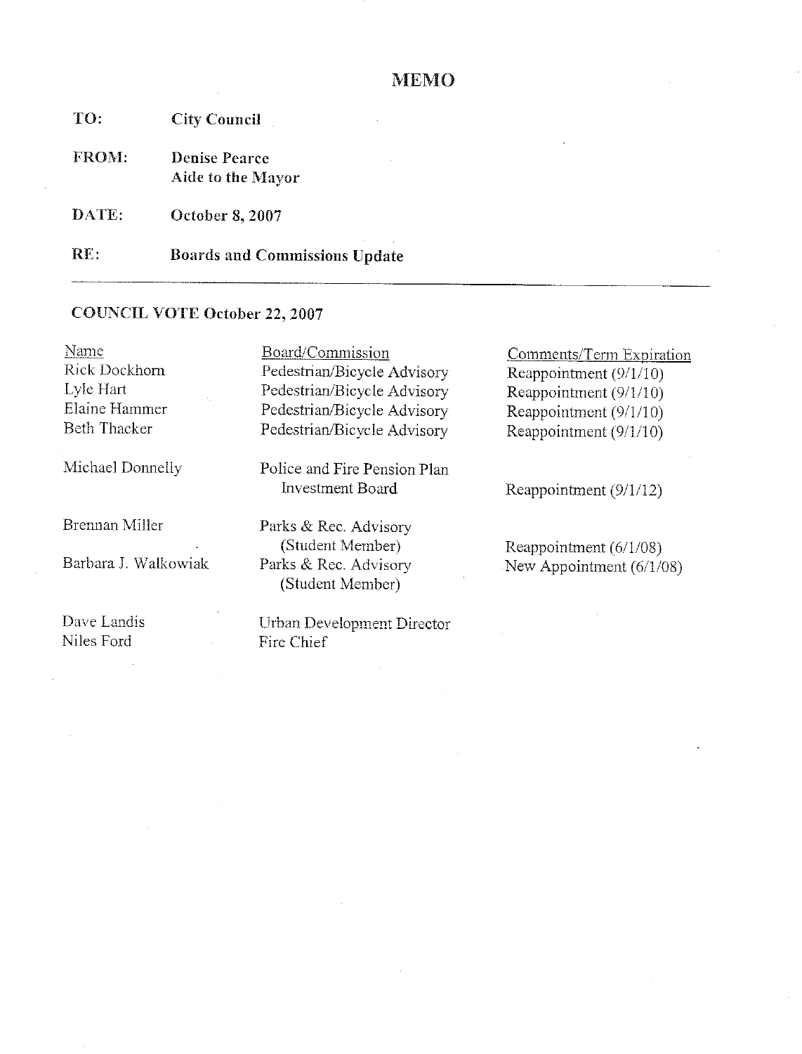# MEMO

**TO:** City Council

**FROM:** Denise Pearce
Aide to the Mayor

**DATE:** October 8, 2007

**RE:** Boards and Commissions Update

---

## COUNCIL VOTE October 22, 2007

| Name | Board/Commission | Comments/Term Expiration |
|---|---|---|
| Rick Dockhorn | Pedestrian/Bicycle Advisory | Reappointment (9/1/10) |
| Lyle Hart | Pedestrian/Bicycle Advisory | Reappointment (9/1/10) |
| Elaine Hammer | Pedestrian/Bicycle Advisory | Reappointment (9/1/10) |
| Beth Thacker | Pedestrian/Bicycle Advisory | Reappointment (9/1/10) |
| Michael Donnelly | Police and Fire Pension Plan Investment Board | Reappointment (9/1/12) |
| Brennan Miller | Parks & Rec. Advisory (Student Member) | Reappointment (6/1/08) |
| Barbara J. Walkowiak | Parks & Rec. Advisory (Student Member) | New Appointment (6/1/08) |
| Dave Landis | Urban Development Director | |
| Niles Ford | Fire Chief | |